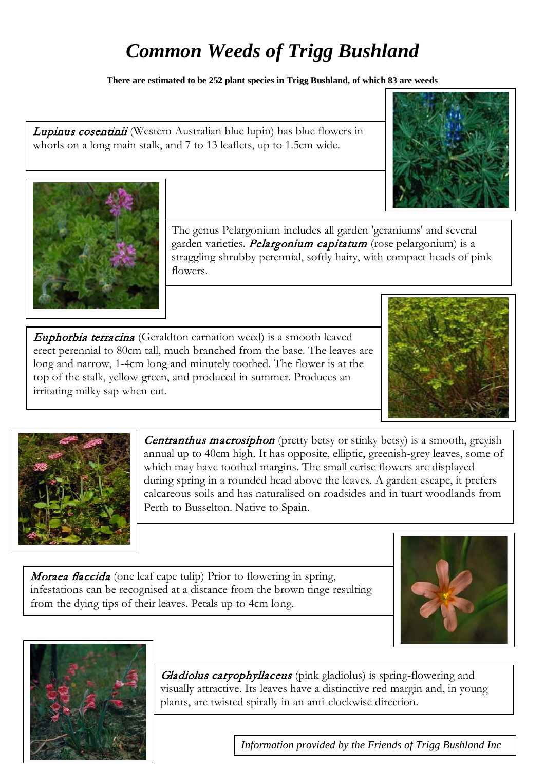# *Common Weeds of Trigg Bushland*

**There are estimated to be 252 plant species in Trigg Bushland, of which 83 are weeds**

***Lupinus cosentinii*** (Western Australian blue lupin) has blue flowers in whorls on a long main stalk, and 7 to 13 leaflets, up to 1.5cm wide.

The genus Pelargonium includes all garden 'geraniums' and several garden varieties. ***Pelargonium capitatum*** (rose pelargonium) is a straggling shrubby perennial, softly hairy, with compact heads of pink flowers.

***Euphorbia terracina*** (Geraldton carnation weed) is a smooth leaved erect perennial to 80cm tall, much branched from the base. The leaves are long and narrow, 1-4cm long and minutely toothed. The flower is at the top of the stalk, yellow-green, and produced in summer. Produces an irritating milky sap when cut.

***Centranthus macrosiphon*** (pretty betsy or stinky betsy) is a smooth, greyish annual up to 40cm high. It has opposite, elliptic, greenish-grey leaves, some of which may have toothed margins. The small cerise flowers are displayed during spring in a rounded head above the leaves. A garden escape, it prefers calcareous soils and has naturalised on roadsides and in tuart woodlands from Perth to Busselton. Native to Spain.

***Moraea flaccida*** (one leaf cape tulip) Prior to flowering in spring, infestations can be recognised at a distance from the brown tinge resulting from the dying tips of their leaves. Petals up to 4cm long.

***Gladiolus caryophyllaceus*** (pink gladiolus) is spring-flowering and visually attractive. Its leaves have a distinctive red margin and, in young plants, are twisted spirally in an anti-clockwise direction.

*Information provided by the Friends of Trigg Bushland Inc*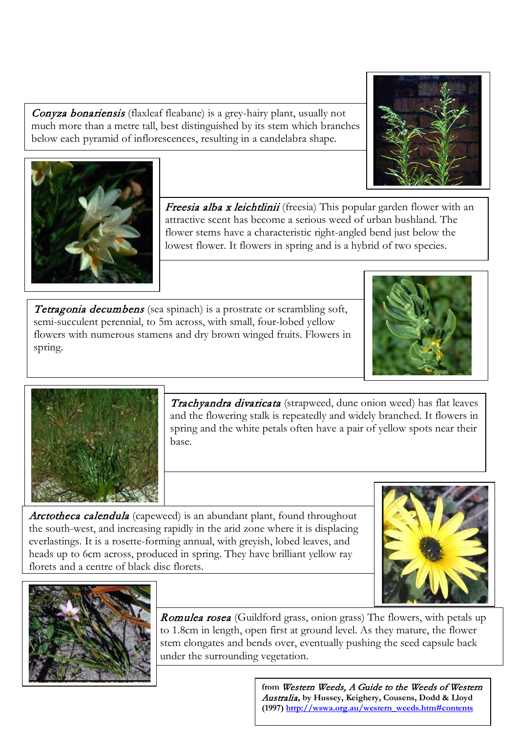*Conyza bonariensis* (flaxleaf fleabane) is a grey-hairy plant, usually not much more than a metre tall, best distinguished by its stem which branches below each pyramid of inflorescences, resulting in a candelabra shape.

*Freesia alba x leichtlinii* (freesia) This popular garden flower with an attractive scent has become a serious weed of urban bushland. The flower stems have a characteristic right-angled bend just below the lowest flower. It flowers in spring and is a hybrid of two species.

*Tetragonia decumbens* (sea spinach) is a prostrate or scrambling soft, semi-succulent perennial, to 5m across, with small, four-lobed yellow flowers with numerous stamens and dry brown winged fruits. Flowers in spring.

*Trachyandra divaricata* (strapweed, dune onion weed) has flat leaves and the flowering stalk is repeatedly and widely branched. It flowers in spring and the white petals often have a pair of yellow spots near their base.

*Arctotheca calendula* (capeweed) is an abundant plant, found throughout the south-west, and increasing rapidly in the arid zone where it is displacing everlastings. It is a rosette-forming annual, with greyish, lobed leaves, and heads up to 6cm across, produced in spring. They have brilliant yellow ray florets and a centre of black disc florets.

*Romulea rosea* (Guildford grass, onion grass) The flowers, with petals up to 1.8cm in length, open first at ground level. As they mature, the flower stem elongates and bends over, eventually pushing the seed capsule back under the surrounding vegetation.

**from *Western Weeds, A Guide to the Weeds of Western Australia*, by Hussey, Keighery, Cousens, Dodd & Lloyd (1997) [http://wswa.org.au/western_weeds.htm#contents](http://wswa.org.au/western_weeds.htm#contents)**